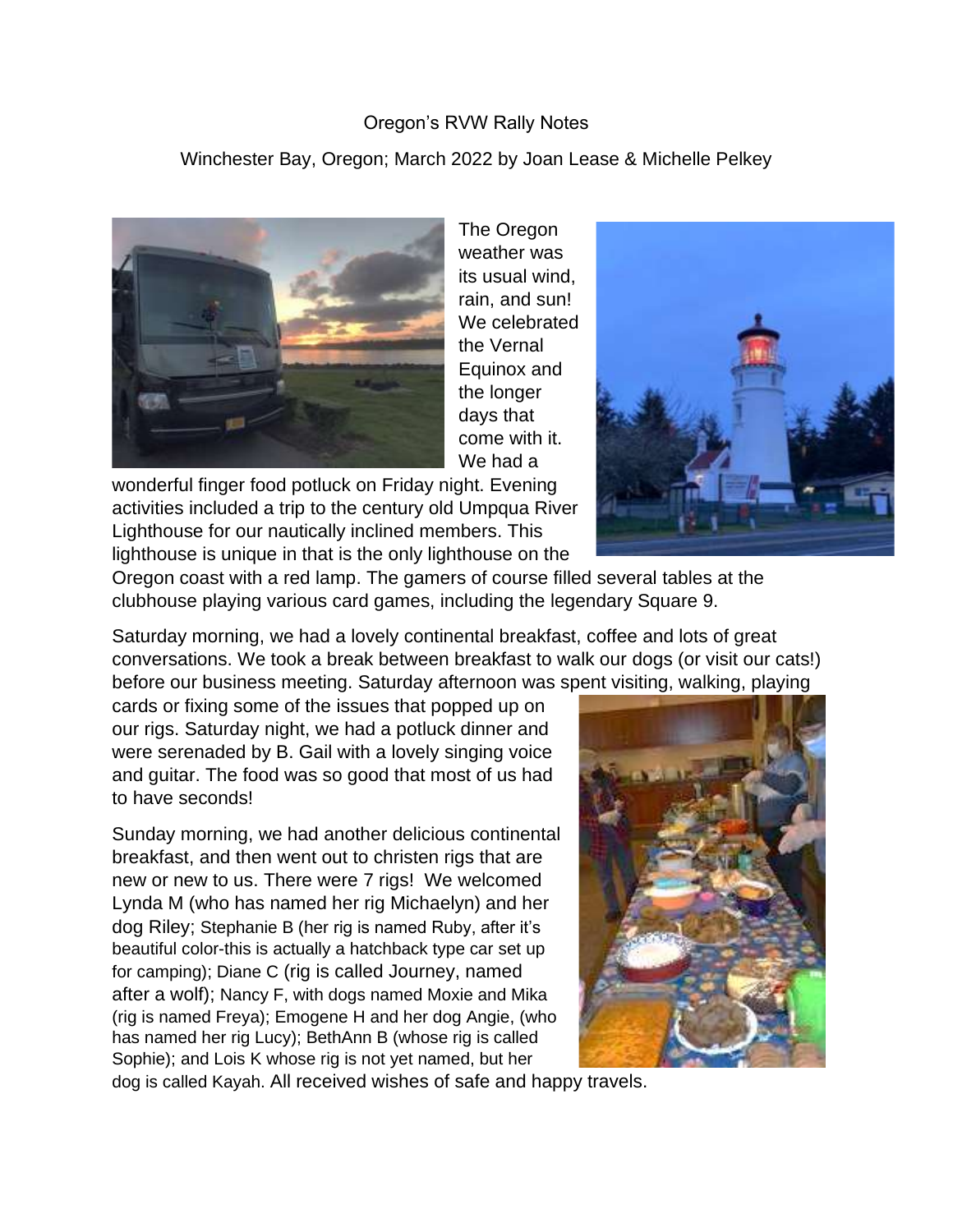Oregon's RVW Rally Notes

Winchester Bay, Oregon; March 2022 by Joan Lease & Michelle Pelkey

The Oregon weather was its usual wind, rain, and sun! We celebrated the Vernal Equinox and the longer days that come with it. We had a wonderful finger food potluck on Friday night. Evening activities included a trip to the century old Umpqua River Lighthouse for our nautically inclined members. This lighthouse is unique in that is the only lighthouse on the Oregon coast with a red lamp. The gamers of course filled several tables at the clubhouse playing various card games, including the legendary Square 9.

Saturday morning, we had a lovely continental breakfast, coffee and lots of great conversations. We took a break between breakfast to walk our dogs (or visit our cats!) before our business meeting. Saturday afternoon was spent visiting, walking, playing cards or fixing some of the issues that popped up on our rigs. Saturday night, we had a potluck dinner and were serenaded by B. Gail with a lovely singing voice and guitar. The food was so good that most of us had to have seconds!

Sunday morning, we had another delicious continental breakfast, and then went out to christen rigs that are new or new to us. There were 7 rigs! We welcomed Lynda M (who has named her rig Michaelyn) and her dog Riley; Stephanie B (her rig is named Ruby, after it's beautiful color-this is actually a hatchback type car set up for camping); Diane C (rig is called Journey, named after a wolf); Nancy F, with dogs named Moxie and Mika (rig is named Freya); Emogene H and her dog Angie, (who has named her rig Lucy); BethAnn B (whose rig is called Sophie); and Lois K whose rig is not yet named, but her dog is called Kayah. All received wishes of safe and happy travels.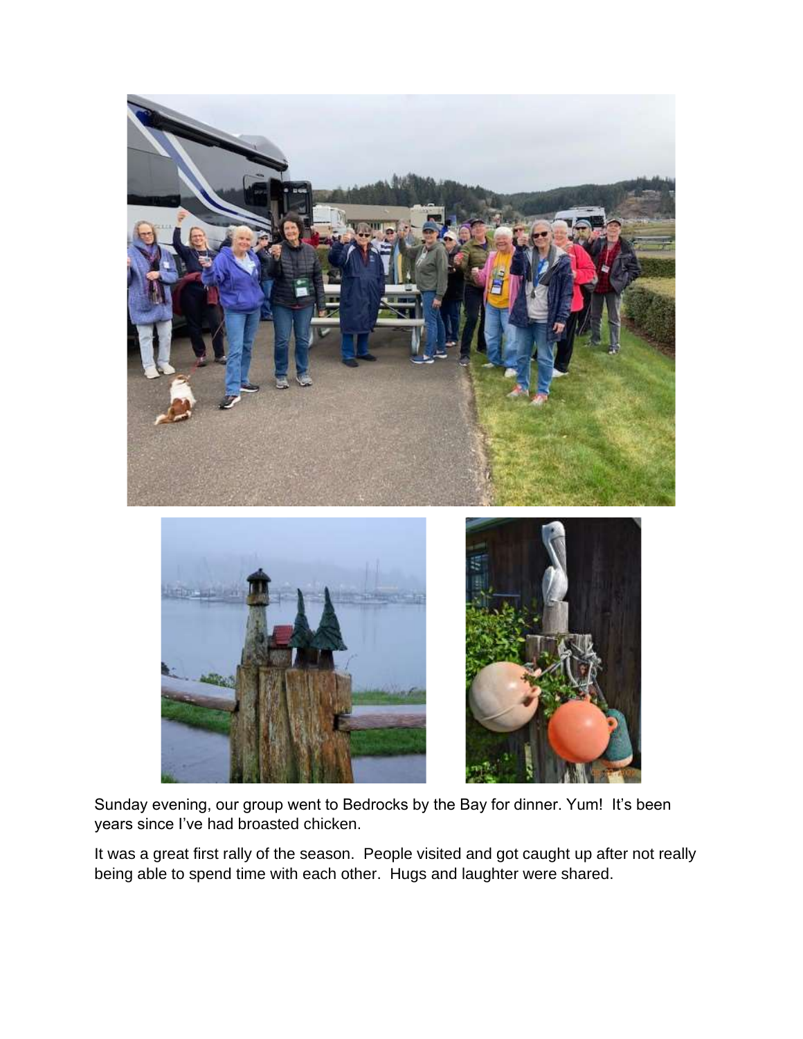Sunday evening, our group went to Bedrocks by the Bay for dinner. Yum! It's been years since I've had broasted chicken.

It was a great first rally of the season. People visited and got caught up after not really being able to spend time with each other. Hugs and laughter were shared.